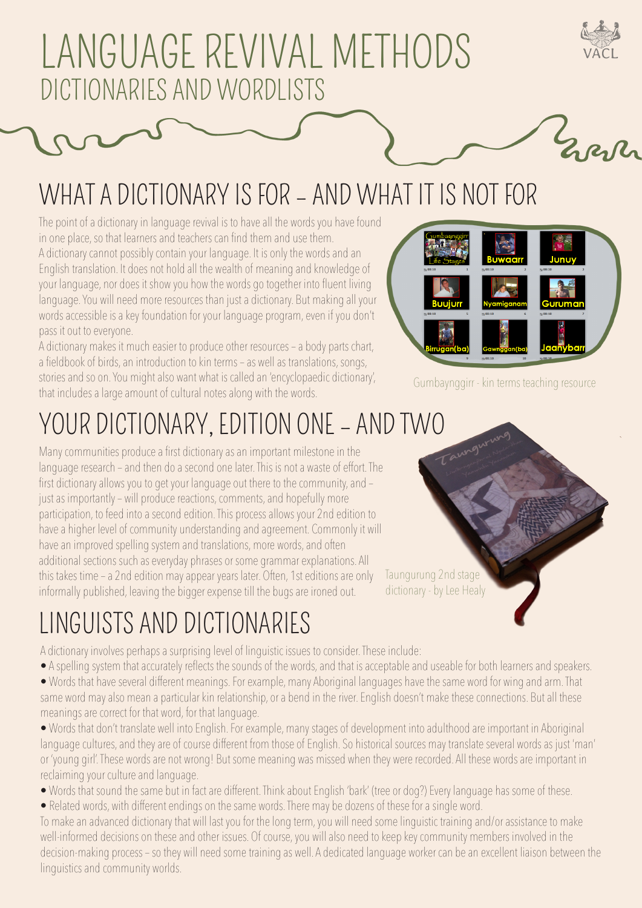# LANGUAGE REVIVAL METHODS

## DICTIONARIES AND WORDLISTS

## WHAT A DICTIONARY IS FOR – AND WHAT IT IS NOT FOR

The point of a dictionary in language revival is to have all the words you have found in one place, so that learners and teachers can find them and use them.

A dictionary cannot possibly contain your language. It is only the words and an English translation. It does not hold all the wealth of meaning and knowledge of your language, nor does it show you how the words go together into fluent living language. You will need more resources than just a dictionary. But making all your words accessible is a key foundation for your language program, even if you don't pass it out to everyone.

A dictionary makes it much easier to produce other resources – a body parts chart, a fieldbook of birds, an introduction to kin terms – as well as translations, songs, stories and so on. You might also want what is called an 'encyclopaedic dictionary', that includes a large amount of cultural notes along with the words.

Gumbaynggirr - kin terms teaching resource

## YOUR DICTIONARY, EDITION ONE – AND TWO

Many communities produce a first dictionary as an important milestone in the language research – and then do a second one later. This is not a waste of effort. The first dictionary allows you to get your language out there to the community, and – just as importantly – will produce reactions, comments, and hopefully more participation, to feed into a second edition. This process allows your 2nd edition to have a higher level of community understanding and agreement. Commonly it will have an improved spelling system and translations, more words, and often additional sections such as everyday phrases or some grammar explanations. All this takes time – a 2nd edition may appear years later. Often, 1st editions are only informally published, leaving the bigger expense till the bugs are ironed out.

Taungurung 2nd stage dictionary - by Lee Healy

## LINGUISTS AND DICTIONARIES

A dictionary involves perhaps a surprising level of linguistic issues to consider. These include:

- A spelling system that accurately reflects the sounds of the words, and that is acceptable and useable for both learners and speakers.
- Words that have several different meanings. For example, many Aboriginal languages have the same word for wing and arm. That same word may also mean a particular kin relationship, or a bend in the river. English doesn't make these connections. But all these meanings are correct for that word, for that language.
- Words that don't translate well into English. For example, many stages of development into adulthood are important in Aboriginal language cultures, and they are of course different from those of English. So historical sources may translate several words as just 'man' or 'young girl'. These words are not wrong! But some meaning was missed when they were recorded. All these words are important in reclaiming your culture and language.
- Words that sound the same but in fact are different. Think about English 'bark' (tree or dog?) Every language has some of these.
- Related words, with different endings on the same words. There may be dozens of these for a single word.

To make an advanced dictionary that will last you for the long term, you will need some linguistic training and/or assistance to make well-informed decisions on these and other issues. Of course, you will also need to keep key community members involved in the decision-making process – so they will need some training as well. A dedicated language worker can be an excellent liaison between the linguistics and community worlds.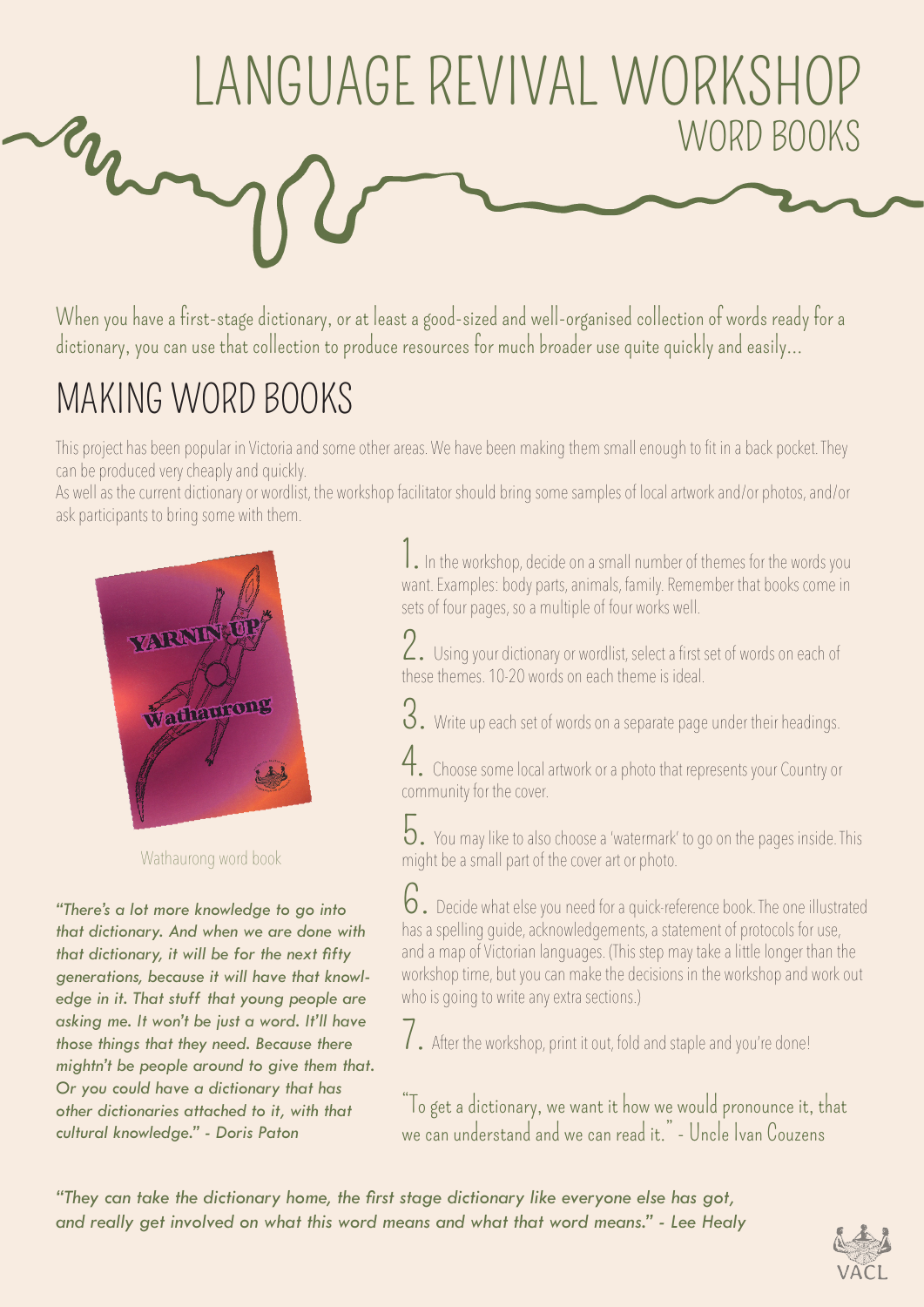# LANGUAGE REVIVAL WORKSHOP

## WORD BOOKS

When you have a first-stage dictionary, or at least a good-sized and well-organised collection of words ready for a dictionary, you can use that collection to produce resources for much broader use quite quickly and easily...

## MAKING WORD BOOKS

This project has been popular in Victoria and some other areas. We have been making them small enough to fit in a back pocket. They can be produced very cheaply and quickly.

As well as the current dictionary or wordlist, the workshop facilitator should bring some samples of local artwork and/or photos, and/or ask participants to bring some with them.

Wathaurong word book

*"There's a lot more knowledge to go into that dictionary. And when we are done with that dictionary, it will be for the next fifty generations, because it will have that knowledge in it. That stuff that young people are asking me. It won't be just a word. It'll have those things that they need. Because there mightn't be people around to give them that. Or you could have a dictionary that has other dictionaries attached to it, with that cultural knowledge." - Doris Paton*

1. In the workshop, decide on a small number of themes for the words you want. Examples: body parts, animals, family. Remember that books come in sets of four pages, so a multiple of four works well.
2. Using your dictionary or wordlist, select a first set of words on each of these themes. 10-20 words on each theme is ideal.
3. Write up each set of words on a separate page under their headings.
4. Choose some local artwork or a photo that represents your Country or community for the cover.
5. You may like to also choose a 'watermark' to go on the pages inside. This might be a small part of the cover art or photo.
6. Decide what else you need for a quick-reference book. The one illustrated has a spelling guide, acknowledgements, a statement of protocols for use, and a map of Victorian languages. (This step may take a little longer than the workshop time, but you can make the decisions in the workshop and work out who is going to write any extra sections.)
7. After the workshop, print it out, fold and staple and you're done!

"To get a dictionary, we want it how we would pronounce it, that we can understand and we can read it." - Uncle Ivan Couzens

*"They can take the dictionary home, the first stage dictionary like everyone else has got, and really get involved on what this word means and what that word means." - Lee Healy*

VACL